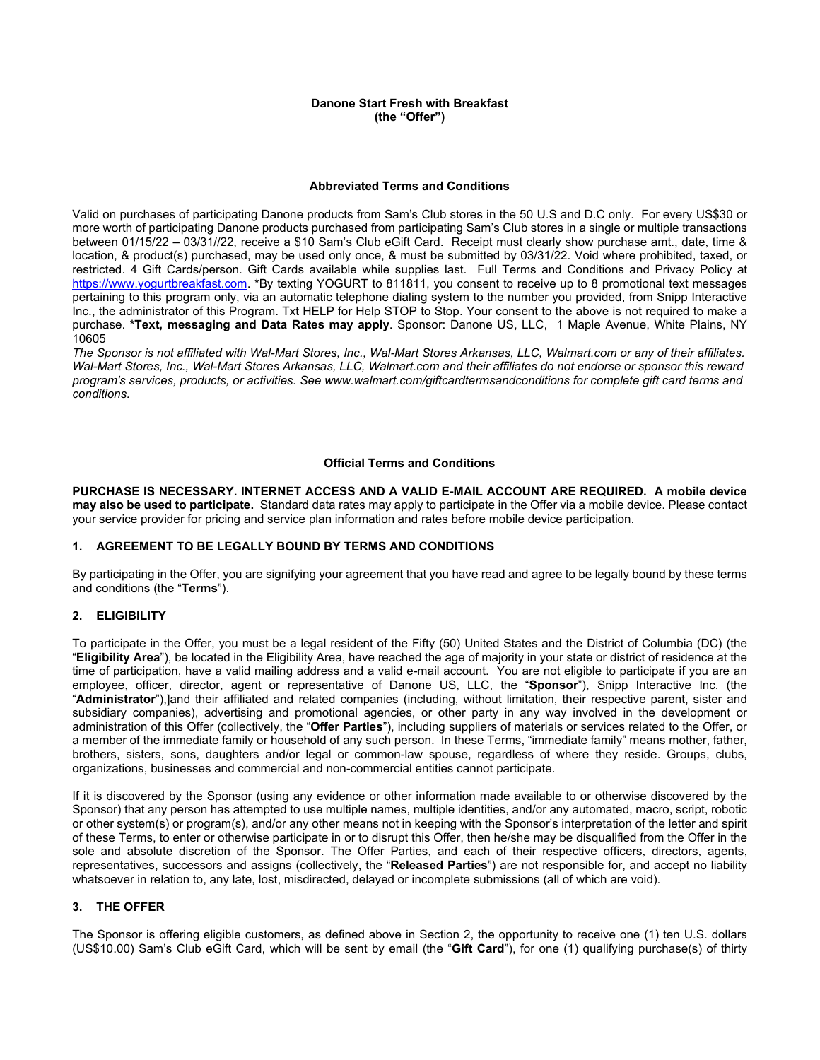**Danone Start Fresh with Breakfast**
**(the "Offer")**

## Abbreviated Terms and Conditions

Valid on purchases of participating Danone products from Sam's Club stores in the 50 U.S and D.C only. For every US$30 or more worth of participating Danone products purchased from participating Sam's Club stores in a single or multiple transactions between 01/15/22 – 03/31//22, receive a $10 Sam's Club eGift Card. Receipt must clearly show purchase amt., date, time & location, & product(s) purchased, may be used only once, & must be submitted by 03/31/22. Void where prohibited, taxed, or restricted. 4 Gift Cards/person. Gift Cards available while supplies last. Full Terms and Conditions and Privacy Policy at [https://www.yogurtbreakfast.com](https://www.yogurtbreakfast.com). *By texting YOGURT to 811811, you consent to receive up to 8 promotional text messages pertaining to this program only, via an automatic telephone dialing system to the number you provided, from Snipp Interactive Inc., the administrator of this Program. Txt HELP for Help STOP to Stop. Your consent to the above is not required to make a purchase. ***Text, messaging and Data Rates may apply**. Sponsor: Danone US, LLC, 1 Maple Avenue, White Plains, NY 10605

*The Sponsor is not affiliated with Wal-Mart Stores, Inc., Wal-Mart Stores Arkansas, LLC, Walmart.com or any of their affiliates. Wal-Mart Stores, Inc., Wal-Mart Stores Arkansas, LLC, Walmart.com and their affiliates do not endorse or sponsor this reward program's services, products, or activities. See www.walmart.com/giftcardtermsandconditions for complete gift card terms and conditions.*

## Official Terms and Conditions

**PURCHASE IS NECESSARY. INTERNET ACCESS AND A VALID E-MAIL ACCOUNT ARE REQUIRED. A mobile device may also be used to participate.** Standard data rates may apply to participate in the Offer via a mobile device. Please contact your service provider for pricing and service plan information and rates before mobile device participation.

### 1. AGREEMENT TO BE LEGALLY BOUND BY TERMS AND CONDITIONS

By participating in the Offer, you are signifying your agreement that you have read and agree to be legally bound by these terms and conditions (the "**Terms**").

### 2. ELIGIBILITY

To participate in the Offer, you must be a legal resident of the Fifty (50) United States and the District of Columbia (DC) (the "**Eligibility Area**"), be located in the Eligibility Area, have reached the age of majority in your state or district of residence at the time of participation, have a valid mailing address and a valid e-mail account. You are not eligible to participate if you are an employee, officer, director, agent or representative of Danone US, LLC, the "**Sponsor**"), Snipp Interactive Inc. (the "**Administrator**"),]and their affiliated and related companies (including, without limitation, their respective parent, sister and subsidiary companies), advertising and promotional agencies, or other party in any way involved in the development or administration of this Offer (collectively, the "**Offer Parties**"), including suppliers of materials or services related to the Offer, or a member of the immediate family or household of any such person. In these Terms, "immediate family" means mother, father, brothers, sisters, sons, daughters and/or legal or common-law spouse, regardless of where they reside. Groups, clubs, organizations, businesses and commercial and non-commercial entities cannot participate.

If it is discovered by the Sponsor (using any evidence or other information made available to or otherwise discovered by the Sponsor) that any person has attempted to use multiple names, multiple identities, and/or any automated, macro, script, robotic or other system(s) or program(s), and/or any other means not in keeping with the Sponsor's interpretation of the letter and spirit of these Terms, to enter or otherwise participate in or to disrupt this Offer, then he/she may be disqualified from the Offer in the sole and absolute discretion of the Sponsor. The Offer Parties, and each of their respective officers, directors, agents, representatives, successors and assigns (collectively, the "**Released Parties**") are not responsible for, and accept no liability whatsoever in relation to, any late, lost, misdirected, delayed or incomplete submissions (all of which are void).

### 3. THE OFFER

The Sponsor is offering eligible customers, as defined above in Section 2, the opportunity to receive one (1) ten U.S. dollars (US$10.00) Sam's Club eGift Card, which will be sent by email (the "**Gift Card**"), for one (1) qualifying purchase(s) of thirty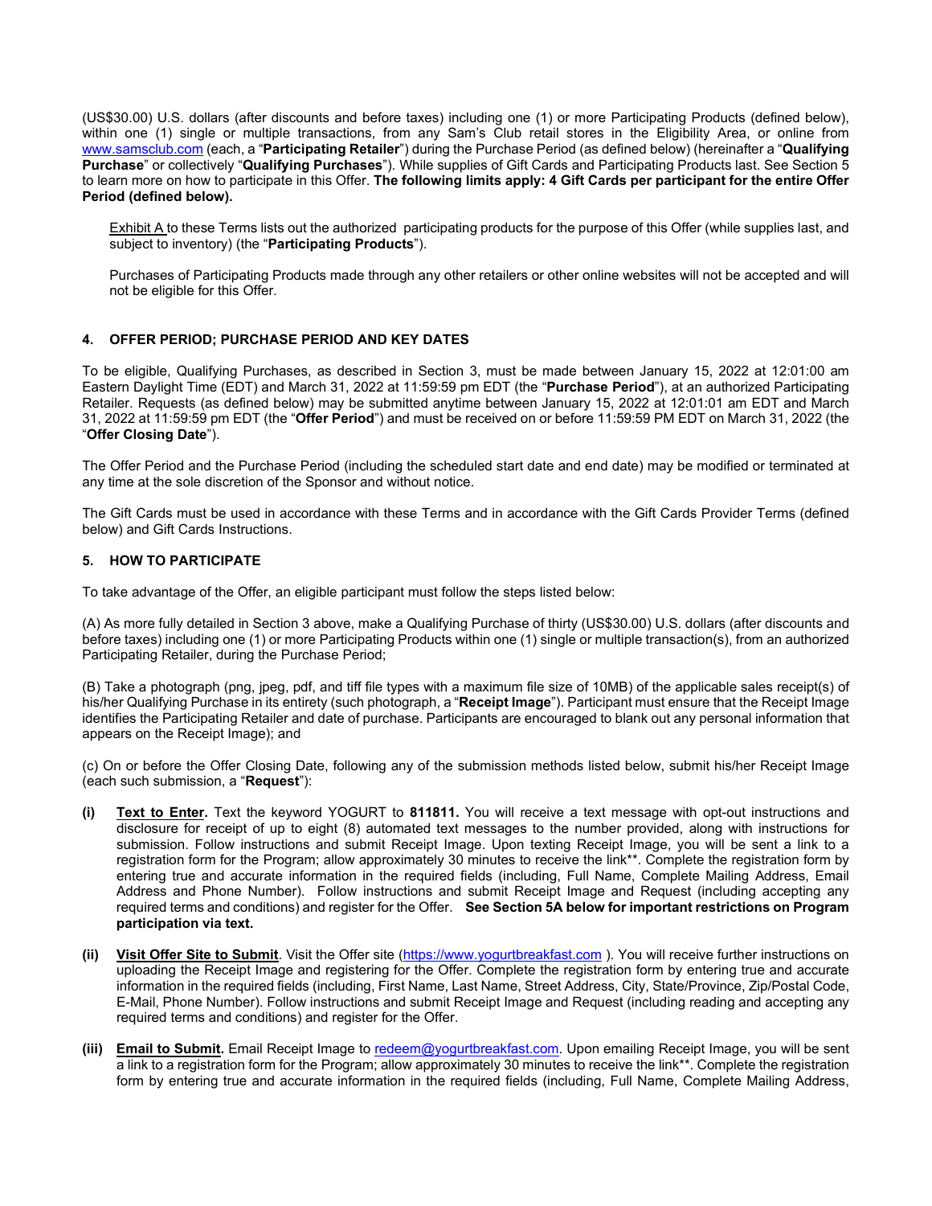(US$30.00) U.S. dollars (after discounts and before taxes) including one (1) or more Participating Products (defined below), within one (1) single or multiple transactions, from any Sam's Club retail stores in the Eligibility Area, or online from www.samsclub.com (each, a "**Participating Retailer**") during the Purchase Period (as defined below) (hereinafter a "**Qualifying Purchase**" or collectively "**Qualifying Purchases**"). While supplies of Gift Cards and Participating Products last. See Section 5 to learn more on how to participate in this Offer. **The following limits apply: 4 Gift Cards per participant for the entire Offer Period (defined below).**

Exhibit A to these Terms lists out the authorized participating products for the purpose of this Offer (while supplies last, and subject to inventory) (the "**Participating Products**").

Purchases of Participating Products made through any other retailers or other online websites will not be accepted and will not be eligible for this Offer.

## 4. OFFER PERIOD; PURCHASE PERIOD AND KEY DATES

To be eligible, Qualifying Purchases, as described in Section 3, must be made between January 15, 2022 at 12:01:00 am Eastern Daylight Time (EDT) and March 31, 2022 at 11:59:59 pm EDT (the "**Purchase Period**"), at an authorized Participating Retailer. Requests (as defined below) may be submitted anytime between January 15, 2022 at 12:01:01 am EDT and March 31, 2022 at 11:59:59 pm EDT (the "**Offer Period**") and must be received on or before 11:59:59 PM EDT on March 31, 2022 (the "**Offer Closing Date**").

The Offer Period and the Purchase Period (including the scheduled start date and end date) may be modified or terminated at any time at the sole discretion of the Sponsor and without notice.

The Gift Cards must be used in accordance with these Terms and in accordance with the Gift Cards Provider Terms (defined below) and Gift Cards Instructions.

## 5. HOW TO PARTICIPATE

To take advantage of the Offer, an eligible participant must follow the steps listed below:

(A) As more fully detailed in Section 3 above, make a Qualifying Purchase of thirty (US$30.00) U.S. dollars (after discounts and before taxes) including one (1) or more Participating Products within one (1) single or multiple transaction(s), from an authorized Participating Retailer, during the Purchase Period;

(B) Take a photograph (png, jpeg, pdf, and tiff file types with a maximum file size of 10MB) of the applicable sales receipt(s) of his/her Qualifying Purchase in its entirety (such photograph, a "**Receipt Image**"). Participant must ensure that the Receipt Image identifies the Participating Retailer and date of purchase. Participants are encouraged to blank out any personal information that appears on the Receipt Image); and

(c) On or before the Offer Closing Date, following any of the submission methods listed below, submit his/her Receipt Image (each such submission, a "**Request**"):

- **(i)** **Text to Enter.** Text the keyword YOGURT to **811811.** You will receive a text message with opt-out instructions and disclosure for receipt of up to eight (8) automated text messages to the number provided, along with instructions for submission. Follow instructions and submit Receipt Image. Upon texting Receipt Image, you will be sent a link to a registration form for the Program; allow approximately 30 minutes to receive the link**. Complete the registration form by entering true and accurate information in the required fields (including, Full Name, Complete Mailing Address, Email Address and Phone Number). Follow instructions and submit Receipt Image and Request (including accepting any required terms and conditions) and register for the Offer. **See Section 5A below for important restrictions on Program participation via text.**

- **(ii)** **Visit Offer Site to Submit**. Visit the Offer site (https://www.yogurtbreakfast.com ). You will receive further instructions on uploading the Receipt Image and registering for the Offer. Complete the registration form by entering true and accurate information in the required fields (including, First Name, Last Name, Street Address, City, State/Province, Zip/Postal Code, E-Mail, Phone Number). Follow instructions and submit Receipt Image and Request (including reading and accepting any required terms and conditions) and register for the Offer.

- **(iii)** **Email to Submit.** Email Receipt Image to redeem@yogurtbreakfast.com. Upon emailing Receipt Image, you will be sent a link to a registration form for the Program; allow approximately 30 minutes to receive the link**. Complete the registration form by entering true and accurate information in the required fields (including, Full Name, Complete Mailing Address,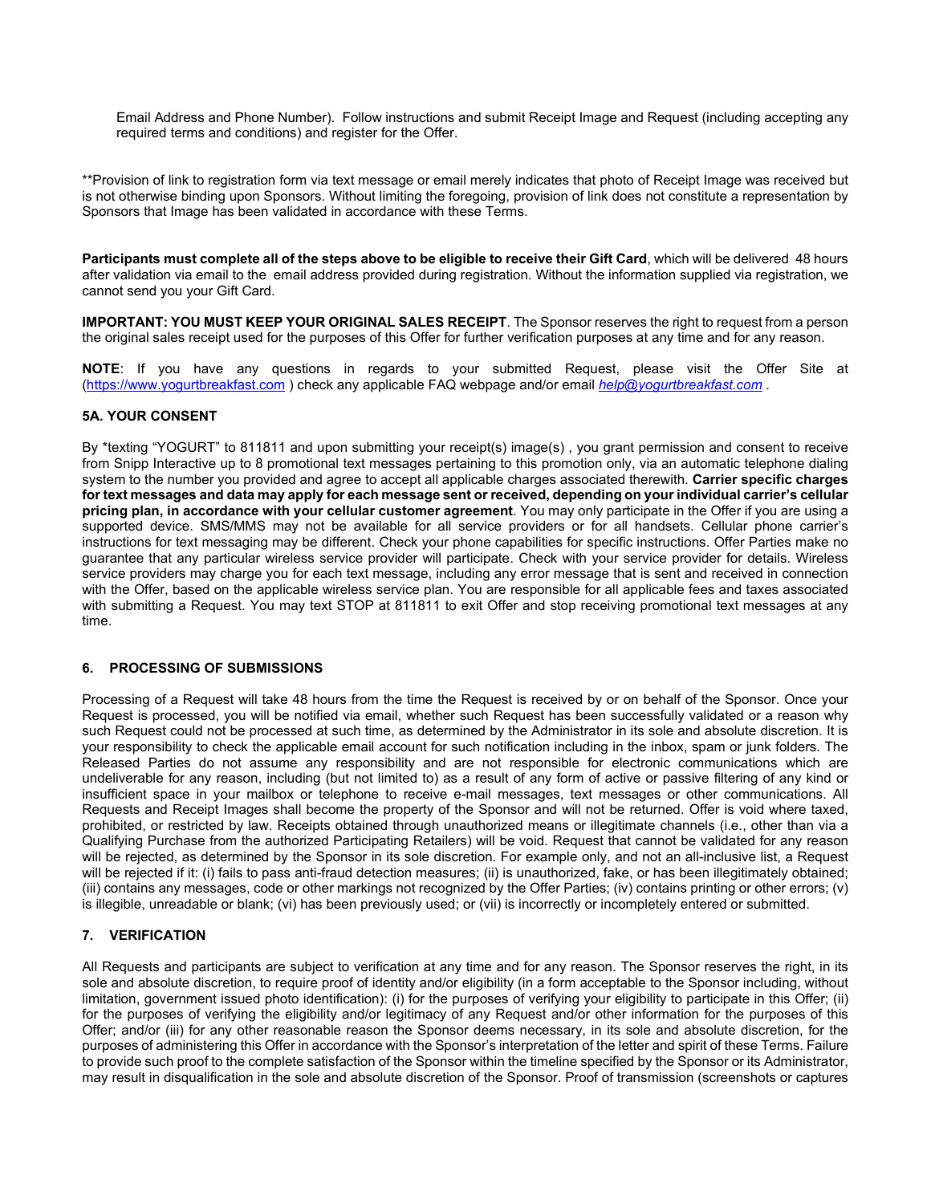Email Address and Phone Number). Follow instructions and submit Receipt Image and Request (including accepting any required terms and conditions) and register for the Offer.

**Provision of link to registration form via text message or email merely indicates that photo of Receipt Image was received but is not otherwise binding upon Sponsors. Without limiting the foregoing, provision of link does not constitute a representation by Sponsors that Image has been validated in accordance with these Terms.

**Participants must complete all of the steps above to be eligible to receive their Gift Card**, which will be delivered 48 hours after validation via email to the email address provided during registration. Without the information supplied via registration, we cannot send you your Gift Card.

**IMPORTANT: YOU MUST KEEP YOUR ORIGINAL SALES RECEIPT**. The Sponsor reserves the right to request from a person the original sales receipt used for the purposes of this Offer for further verification purposes at any time and for any reason.

**NOTE**: If you have any questions in regards to your submitted Request, please visit the Offer Site at (https://www.yogurtbreakfast.com ) check any applicable FAQ webpage and/or email *help@yogurtbreakfast.com* .

### 5A. YOUR CONSENT

By *texting "YOGURT" to 811811 and upon submitting your receipt(s) image(s) , you grant permission and consent to receive from Snipp Interactive up to 8 promotional text messages pertaining to this promotion only, via an automatic telephone dialing system to the number you provided and agree to accept all applicable charges associated therewith. **Carrier specific charges for text messages and data may apply for each message sent or received, depending on your individual carrier's cellular pricing plan, in accordance with your cellular customer agreement**. You may only participate in the Offer if you are using a supported device. SMS/MMS may not be available for all service providers or for all handsets. Cellular phone carrier's instructions for text messaging may be different. Check your phone capabilities for specific instructions. Offer Parties make no guarantee that any particular wireless service provider will participate. Check with your service provider for details. Wireless service providers may charge you for each text message, including any error message that is sent and received in connection with the Offer, based on the applicable wireless service plan. You are responsible for all applicable fees and taxes associated with submitting a Request. You may text STOP at 811811 to exit Offer and stop receiving promotional text messages at any time.

### 6. PROCESSING OF SUBMISSIONS

Processing of a Request will take 48 hours from the time the Request is received by or on behalf of the Sponsor. Once your Request is processed, you will be notified via email, whether such Request has been successfully validated or a reason why such Request could not be processed at such time, as determined by the Administrator in its sole and absolute discretion. It is your responsibility to check the applicable email account for such notification including in the inbox, spam or junk folders. The Released Parties do not assume any responsibility and are not responsible for electronic communications which are undeliverable for any reason, including (but not limited to) as a result of any form of active or passive filtering of any kind or insufficient space in your mailbox or telephone to receive e-mail messages, text messages or other communications. All Requests and Receipt Images shall become the property of the Sponsor and will not be returned. Offer is void where taxed, prohibited, or restricted by law. Receipts obtained through unauthorized means or illegitimate channels (i.e., other than via a Qualifying Purchase from the authorized Participating Retailers) will be void. Request that cannot be validated for any reason will be rejected, as determined by the Sponsor in its sole discretion. For example only, and not an all-inclusive list, a Request will be rejected if it: (i) fails to pass anti-fraud detection measures; (ii) is unauthorized, fake, or has been illegitimately obtained; (iii) contains any messages, code or other markings not recognized by the Offer Parties; (iv) contains printing or other errors; (v) is illegible, unreadable or blank; (vi) has been previously used; or (vii) is incorrectly or incompletely entered or submitted.

### 7. VERIFICATION

All Requests and participants are subject to verification at any time and for any reason. The Sponsor reserves the right, in its sole and absolute discretion, to require proof of identity and/or eligibility (in a form acceptable to the Sponsor including, without limitation, government issued photo identification): (i) for the purposes of verifying your eligibility to participate in this Offer; (ii) for the purposes of verifying the eligibility and/or legitimacy of any Request and/or other information for the purposes of this Offer; and/or (iii) for any other reasonable reason the Sponsor deems necessary, in its sole and absolute discretion, for the purposes of administering this Offer in accordance with the Sponsor's interpretation of the letter and spirit of these Terms. Failure to provide such proof to the complete satisfaction of the Sponsor within the timeline specified by the Sponsor or its Administrator, may result in disqualification in the sole and absolute discretion of the Sponsor. Proof of transmission (screenshots or captures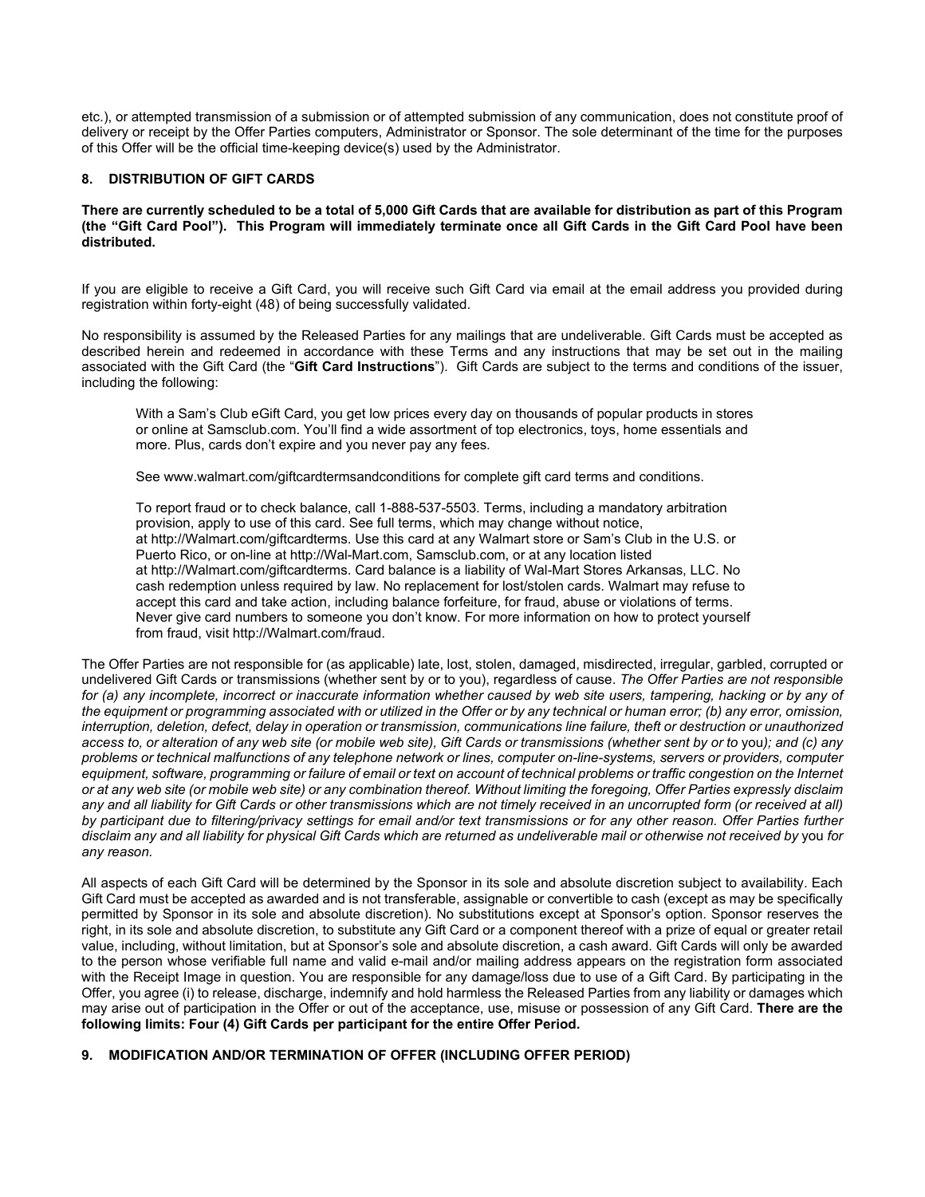etc.), or attempted transmission of a submission or of attempted submission of any communication, does not constitute proof of delivery or receipt by the Offer Parties computers, Administrator or Sponsor. The sole determinant of the time for the purposes of this Offer will be the official time-keeping device(s) used by the Administrator.

## 8. DISTRIBUTION OF GIFT CARDS

**There are currently scheduled to be a total of 5,000 Gift Cards that are available for distribution as part of this Program (the "Gift Card Pool"). This Program will immediately terminate once all Gift Cards in the Gift Card Pool have been distributed.**

If you are eligible to receive a Gift Card, you will receive such Gift Card via email at the email address you provided during registration within forty-eight (48) of being successfully validated.

No responsibility is assumed by the Released Parties for any mailings that are undeliverable. Gift Cards must be accepted as described herein and redeemed in accordance with these Terms and any instructions that may be set out in the mailing associated with the Gift Card (the "**Gift Card Instructions**"). Gift Cards are subject to the terms and conditions of the issuer, including the following:

> With a Sam's Club eGift Card, you get low prices every day on thousands of popular products in stores or online at Samsclub.com. You'll find a wide assortment of top electronics, toys, home essentials and more. Plus, cards don't expire and you never pay any fees.
>
> See www.walmart.com/giftcardtermsandconditions for complete gift card terms and conditions.
>
> To report fraud or to check balance, call 1-888-537-5503. Terms, including a mandatory arbitration provision, apply to use of this card. See full terms, which may change without notice, at http://Walmart.com/giftcardterms. Use this card at any Walmart store or Sam's Club in the U.S. or Puerto Rico, or on-line at http://Wal-Mart.com, Samsclub.com, or at any location listed at http://Walmart.com/giftcardterms. Card balance is a liability of Wal-Mart Stores Arkansas, LLC. No cash redemption unless required by law. No replacement for lost/stolen cards. Walmart may refuse to accept this card and take action, including balance forfeiture, for fraud, abuse or violations of terms. Never give card numbers to someone you don't know. For more information on how to protect yourself from fraud, visit http://Walmart.com/fraud.

The Offer Parties are not responsible for (as applicable) late, lost, stolen, damaged, misdirected, irregular, garbled, corrupted or undelivered Gift Cards or transmissions (whether sent by or to you), regardless of cause. *The Offer Parties are not responsible for (a) any incomplete, incorrect or inaccurate information whether caused by web site users, tampering, hacking or by any of the equipment or programming associated with or utilized in the Offer or by any technical or human error; (b) any error, omission, interruption, deletion, defect, delay in operation or transmission, communications line failure, theft or destruction or unauthorized access to, or alteration of any web site (or mobile web site), Gift Cards or transmissions (whether sent by or to* you*); and (c) any problems or technical malfunctions of any telephone network or lines, computer on-line-systems, servers or providers, computer equipment, software, programming or failure of email or text on account of technical problems or traffic congestion on the Internet or at any web site (or mobile web site) or any combination thereof. Without limiting the foregoing, Offer Parties expressly disclaim any and all liability for Gift Cards or other transmissions which are not timely received in an uncorrupted form (or received at all) by participant due to filtering/privacy settings for email and/or text transmissions or for any other reason. Offer Parties further disclaim any and all liability for physical Gift Cards which are returned as undeliverable mail or otherwise not received by* you *for any reason.*

All aspects of each Gift Card will be determined by the Sponsor in its sole and absolute discretion subject to availability. Each Gift Card must be accepted as awarded and is not transferable, assignable or convertible to cash (except as may be specifically permitted by Sponsor in its sole and absolute discretion). No substitutions except at Sponsor's option. Sponsor reserves the right, in its sole and absolute discretion, to substitute any Gift Card or a component thereof with a prize of equal or greater retail value, including, without limitation, but at Sponsor's sole and absolute discretion, a cash award. Gift Cards will only be awarded to the person whose verifiable full name and valid e-mail and/or mailing address appears on the registration form associated with the Receipt Image in question. You are responsible for any damage/loss due to use of a Gift Card. By participating in the Offer, you agree (i) to release, discharge, indemnify and hold harmless the Released Parties from any liability or damages which may arise out of participation in the Offer or out of the acceptance, use, misuse or possession of any Gift Card. **There are the following limits: Four (4) Gift Cards per participant for the entire Offer Period.**

## 9. MODIFICATION AND/OR TERMINATION OF OFFER (INCLUDING OFFER PERIOD)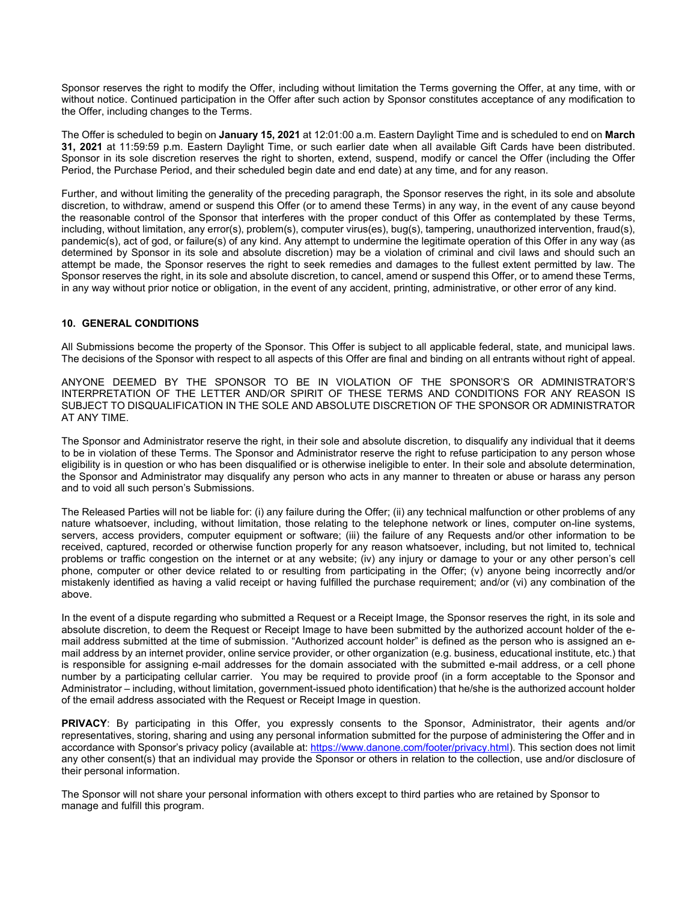Sponsor reserves the right to modify the Offer, including without limitation the Terms governing the Offer, at any time, with or without notice. Continued participation in the Offer after such action by Sponsor constitutes acceptance of any modification to the Offer, including changes to the Terms.

The Offer is scheduled to begin on **January 15, 2021** at 12:01:00 a.m. Eastern Daylight Time and is scheduled to end on **March 31, 2021** at 11:59:59 p.m. Eastern Daylight Time, or such earlier date when all available Gift Cards have been distributed. Sponsor in its sole discretion reserves the right to shorten, extend, suspend, modify or cancel the Offer (including the Offer Period, the Purchase Period, and their scheduled begin date and end date) at any time, and for any reason.

Further, and without limiting the generality of the preceding paragraph, the Sponsor reserves the right, in its sole and absolute discretion, to withdraw, amend or suspend this Offer (or to amend these Terms) in any way, in the event of any cause beyond the reasonable control of the Sponsor that interferes with the proper conduct of this Offer as contemplated by these Terms, including, without limitation, any error(s), problem(s), computer virus(es), bug(s), tampering, unauthorized intervention, fraud(s), pandemic(s), act of god, or failure(s) of any kind. Any attempt to undermine the legitimate operation of this Offer in any way (as determined by Sponsor in its sole and absolute discretion) may be a violation of criminal and civil laws and should such an attempt be made, the Sponsor reserves the right to seek remedies and damages to the fullest extent permitted by law. The Sponsor reserves the right, in its sole and absolute discretion, to cancel, amend or suspend this Offer, or to amend these Terms, in any way without prior notice or obligation, in the event of any accident, printing, administrative, or other error of any kind.

## 10. GENERAL CONDITIONS

All Submissions become the property of the Sponsor. This Offer is subject to all applicable federal, state, and municipal laws. The decisions of the Sponsor with respect to all aspects of this Offer are final and binding on all entrants without right of appeal.

ANYONE DEEMED BY THE SPONSOR TO BE IN VIOLATION OF THE SPONSOR'S OR ADMINISTRATOR'S INTERPRETATION OF THE LETTER AND/OR SPIRIT OF THESE TERMS AND CONDITIONS FOR ANY REASON IS SUBJECT TO DISQUALIFICATION IN THE SOLE AND ABSOLUTE DISCRETION OF THE SPONSOR OR ADMINISTRATOR AT ANY TIME.

The Sponsor and Administrator reserve the right, in their sole and absolute discretion, to disqualify any individual that it deems to be in violation of these Terms. The Sponsor and Administrator reserve the right to refuse participation to any person whose eligibility is in question or who has been disqualified or is otherwise ineligible to enter. In their sole and absolute determination, the Sponsor and Administrator may disqualify any person who acts in any manner to threaten or abuse or harass any person and to void all such person's Submissions.

The Released Parties will not be liable for: (i) any failure during the Offer; (ii) any technical malfunction or other problems of any nature whatsoever, including, without limitation, those relating to the telephone network or lines, computer on-line systems, servers, access providers, computer equipment or software; (iii) the failure of any Requests and/or other information to be received, captured, recorded or otherwise function properly for any reason whatsoever, including, but not limited to, technical problems or traffic congestion on the internet or at any website; (iv) any injury or damage to your or any other person's cell phone, computer or other device related to or resulting from participating in the Offer; (v) anyone being incorrectly and/or mistakenly identified as having a valid receipt or having fulfilled the purchase requirement; and/or (vi) any combination of the above.

In the event of a dispute regarding who submitted a Request or a Receipt Image, the Sponsor reserves the right, in its sole and absolute discretion, to deem the Request or Receipt Image to have been submitted by the authorized account holder of the e-mail address submitted at the time of submission. "Authorized account holder" is defined as the person who is assigned an e-mail address by an internet provider, online service provider, or other organization (e.g. business, educational institute, etc.) that is responsible for assigning e-mail addresses for the domain associated with the submitted e-mail address, or a cell phone number by a participating cellular carrier. You may be required to provide proof (in a form acceptable to the Sponsor and Administrator – including, without limitation, government-issued photo identification) that he/she is the authorized account holder of the email address associated with the Request or Receipt Image in question.

**PRIVACY**: By participating in this Offer, you expressly consents to the Sponsor, Administrator, their agents and/or representatives, storing, sharing and using any personal information submitted for the purpose of administering the Offer and in accordance with Sponsor's privacy policy (available at: https://www.danone.com/footer/privacy.html). This section does not limit any other consent(s) that an individual may provide the Sponsor or others in relation to the collection, use and/or disclosure of their personal information.

The Sponsor will not share your personal information with others except to third parties who are retained by Sponsor to manage and fulfill this program.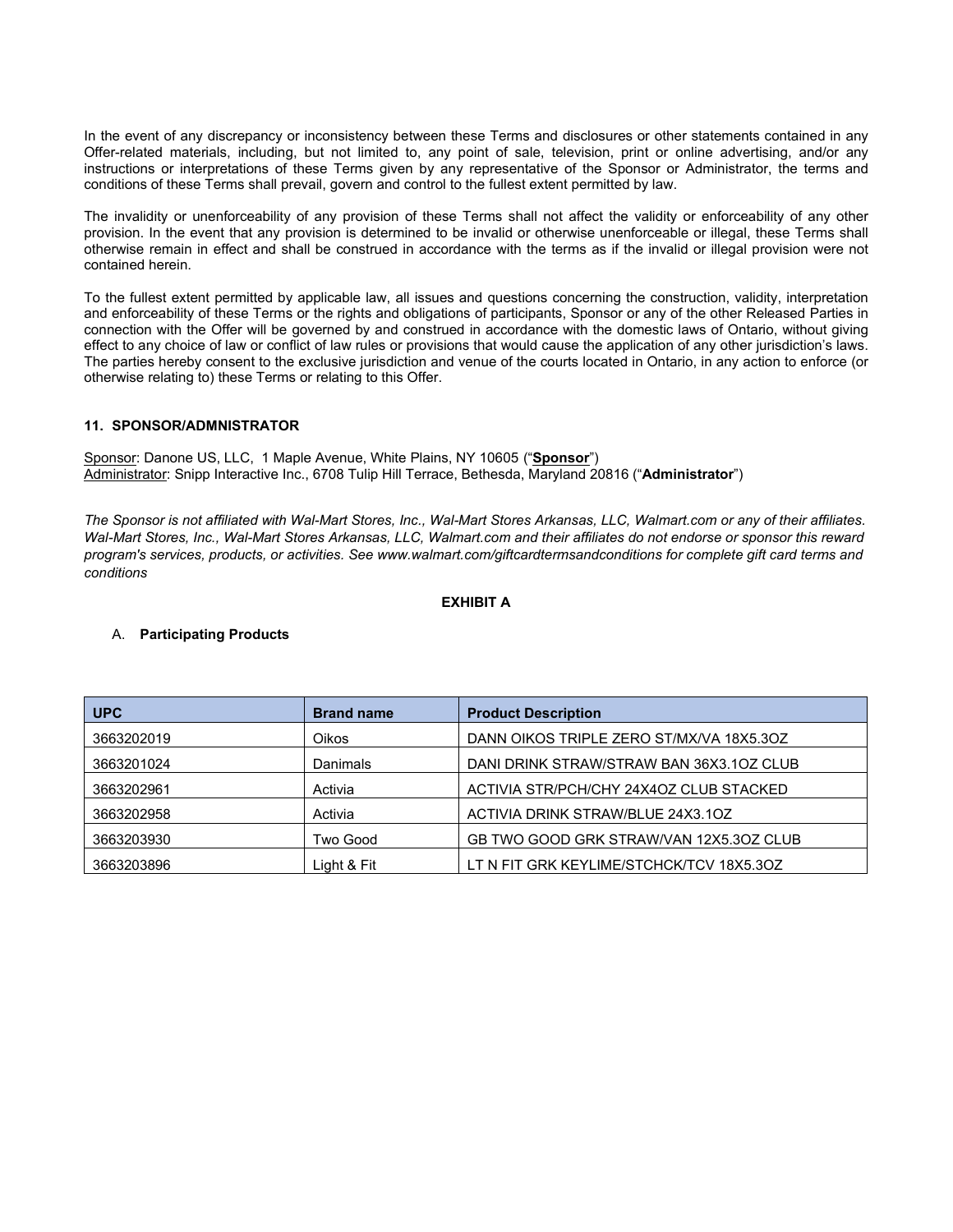In the event of any discrepancy or inconsistency between these Terms and disclosures or other statements contained in any Offer-related materials, including, but not limited to, any point of sale, television, print or online advertising, and/or any instructions or interpretations of these Terms given by any representative of the Sponsor or Administrator, the terms and conditions of these Terms shall prevail, govern and control to the fullest extent permitted by law.

The invalidity or unenforceability of any provision of these Terms shall not affect the validity or enforceability of any other provision. In the event that any provision is determined to be invalid or otherwise unenforceable or illegal, these Terms shall otherwise remain in effect and shall be construed in accordance with the terms as if the invalid or illegal provision were not contained herein.

To the fullest extent permitted by applicable law, all issues and questions concerning the construction, validity, interpretation and enforceability of these Terms or the rights and obligations of participants, Sponsor or any of the other Released Parties in connection with the Offer will be governed by and construed in accordance with the domestic laws of Ontario, without giving effect to any choice of law or conflict of law rules or provisions that would cause the application of any other jurisdiction's laws. The parties hereby consent to the exclusive jurisdiction and venue of the courts located in Ontario, in any action to enforce (or otherwise relating to) these Terms or relating to this Offer.

### 11. SPONSOR/ADMNISTRATOR

Sponsor: Danone US, LLC, 1 Maple Avenue, White Plains, NY 10605 ("**Sponsor**")
Administrator: Snipp Interactive Inc., 6708 Tulip Hill Terrace, Bethesda, Maryland 20816 ("**Administrator**")

*The Sponsor is not affiliated with Wal-Mart Stores, Inc., Wal-Mart Stores Arkansas, LLC, Walmart.com or any of their affiliates. Wal-Mart Stores, Inc., Wal-Mart Stores Arkansas, LLC, Walmart.com and their affiliates do not endorse or sponsor this reward program's services, products, or activities. See www.walmart.com/giftcardtermsandconditions for complete gift card terms and conditions*

**EXHIBIT A**

A. **Participating Products**

| UPC | Brand name | Product Description |
|---|---|---|
| 3663202019 | Oikos | DANN OIKOS TRIPLE ZERO ST/MX/VA 18X5.3OZ |
| 3663201024 | Danimals | DANI DRINK STRAW/STRAW BAN 36X3.1OZ CLUB |
| 3663202961 | Activia | ACTIVIA STR/PCH/CHY 24X4OZ CLUB STACKED |
| 3663202958 | Activia | ACTIVIA DRINK STRAW/BLUE 24X3.1OZ |
| 3663203930 | Two Good | GB TWO GOOD GRK STRAW/VAN 12X5.3OZ CLUB |
| 3663203896 | Light & Fit | LT N FIT GRK KEYLIME/STCHCK/TCV 18X5.3OZ |